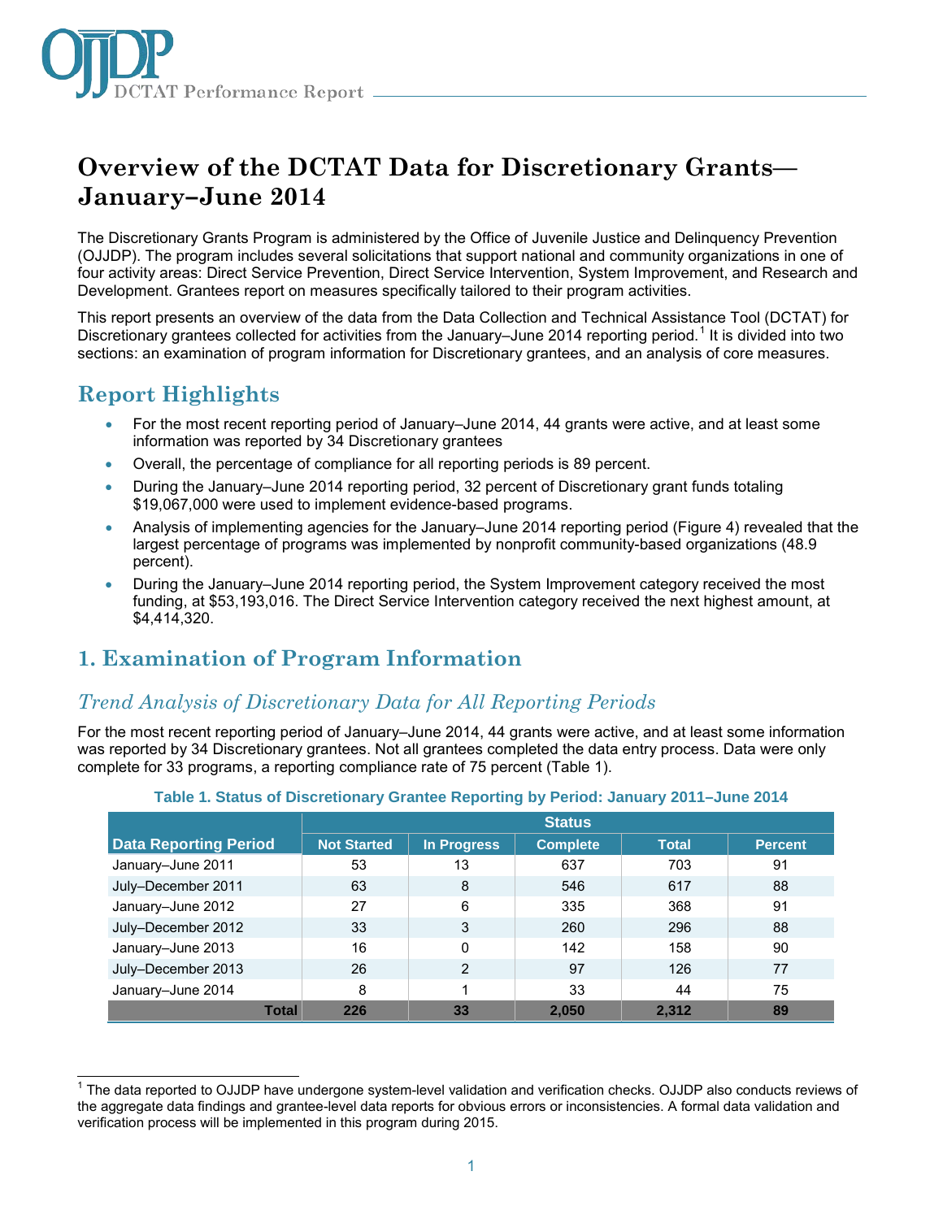# Overview of the DCTAT Data for Discretionary Grants—January–June 2014

The Discretionary Grants Program is administered by the Office of Juvenile Justice and Delinquency Prevention (OJJDP). The program includes several solicitations that support national and community organizations in one of four activity areas: Direct Service Prevention, Direct Service Intervention, System Improvement, and Research and Development. Grantees report on measures specifically tailored to their program activities.

This report presents an overview of the data from the Data Collection and Technical Assistance Tool (DCTAT) for Discretionary grantees collected for activities from the January–June 2014 reporting period.[1] It is divided into two sections: an examination of program information for Discretionary grantees, and an analysis of core measures.

## Report Highlights

- For the most recent reporting period of January–June 2014, 44 grants were active, and at least some information was reported by 34 Discretionary grantees
- Overall, the percentage of compliance for all reporting periods is 89 percent.
- During the January–June 2014 reporting period, 32 percent of Discretionary grant funds totaling $19,067,000 were used to implement evidence-based programs.
- Analysis of implementing agencies for the January–June 2014 reporting period (Figure 4) revealed that the largest percentage of programs was implemented by nonprofit community-based organizations (48.9 percent).
- During the January–June 2014 reporting period, the System Improvement category received the most funding, at $53,193,016. The Direct Service Intervention category received the next highest amount, at $4,414,320.

## 1. Examination of Program Information

### *Trend Analysis of Discretionary Data for All Reporting Periods*

For the most recent reporting period of January–June 2014, 44 grants were active, and at least some information was reported by 34 Discretionary grantees. Not all grantees completed the data entry process. Data were only complete for 33 programs, a reporting compliance rate of 75 percent (Table 1).

**Table 1. Status of Discretionary Grantee Reporting by Period: January 2011–June 2014**

| | Status | | | | |
|---|---|---|---|---|---|
| **Data Reporting Period** | **Not Started** | **In Progress** | **Complete** | **Total** | **Percent** |
| January–June 2011 | 53 | 13 | 637 | 703 | 91 |
| July–December 2011 | 63 | 8 | 546 | 617 | 88 |
| January–June 2012 | 27 | 6 | 335 | 368 | 91 |
| July–December 2012 | 33 | 3 | 260 | 296 | 88 |
| January–June 2013 | 16 | 0 | 142 | 158 | 90 |
| July–December 2013 | 26 | 2 | 97 | 126 | 77 |
| January–June 2014 | 8 | 1 | 33 | 44 | 75 |
| **Total** | **226** | **33** | **2,050** | **2,312** | **89** |

[1] The data reported to OJJDP have undergone system-level validation and verification checks. OJJDP also conducts reviews of the aggregate data findings and grantee-level data reports for obvious errors or inconsistencies. A formal data validation and verification process will be implemented in this program during 2015.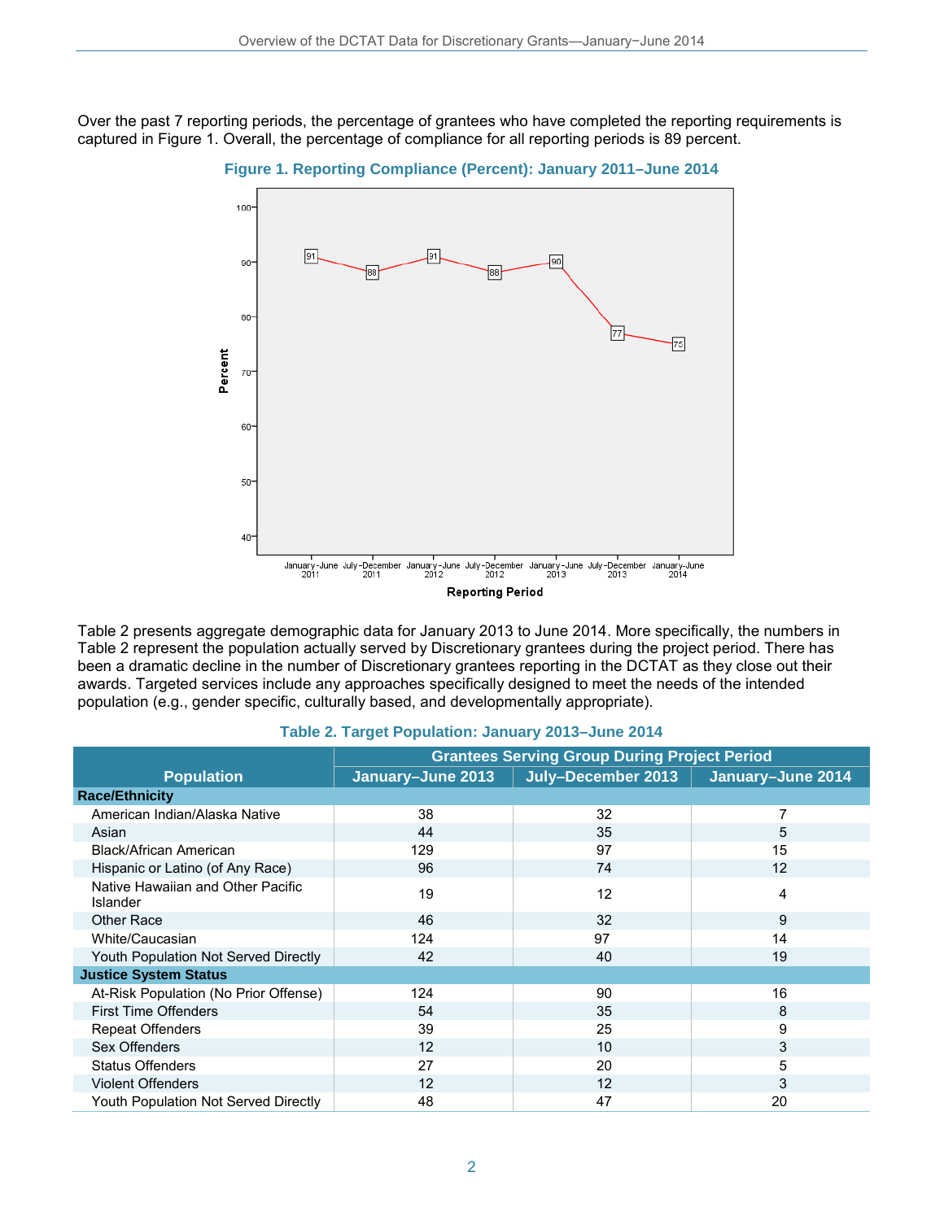Over the past 7 reporting periods, the percentage of grantees who have completed the reporting requirements is captured in Figure 1. Overall, the percentage of compliance for all reporting periods is 89 percent.

**Figure 1. Reporting Compliance (Percent): January 2011–June 2014**

| Reporting Period | Percent |
|---|---|
| January–June 2011 | 91 |
| July–December 2011 | 88 |
| January–June 2012 | 91 |
| July–December 2012 | 88 |
| January–June 2013 | 90 |
| July–December 2013 | 77 |
| January–June 2014 | 75 |

Table 2 presents aggregate demographic data for January 2013 to June 2014. More specifically, the numbers in Table 2 represent the population actually served by Discretionary grantees during the project period. There has been a dramatic decline in the number of Discretionary grantees reporting in the DCTAT as they close out their awards. Targeted services include any approaches specifically designed to meet the needs of the intended population (e.g., gender specific, culturally based, and developmentally appropriate).

**Table 2. Target Population: January 2013–June 2014**

| Population | Grantees Serving Group During Project Period | | |
|---|---|---|---|
| | January–June 2013 | July–December 2013 | January–June 2014 |
| **Race/Ethnicity** | | | |
| American Indian/Alaska Native | 38 | 32 | 7 |
| Asian | 44 | 35 | 5 |
| Black/African American | 129 | 97 | 15 |
| Hispanic or Latino (of Any Race) | 96 | 74 | 12 |
| Native Hawaiian and Other Pacific Islander | 19 | 12 | 4 |
| Other Race | 46 | 32 | 9 |
| White/Caucasian | 124 | 97 | 14 |
| Youth Population Not Served Directly | 42 | 40 | 19 |
| **Justice System Status** | | | |
| At-Risk Population (No Prior Offense) | 124 | 90 | 16 |
| First Time Offenders | 54 | 35 | 8 |
| Repeat Offenders | 39 | 25 | 9 |
| Sex Offenders | 12 | 10 | 3 |
| Status Offenders | 27 | 20 | 5 |
| Violent Offenders | 12 | 12 | 3 |
| Youth Population Not Served Directly | 48 | 47 | 20 |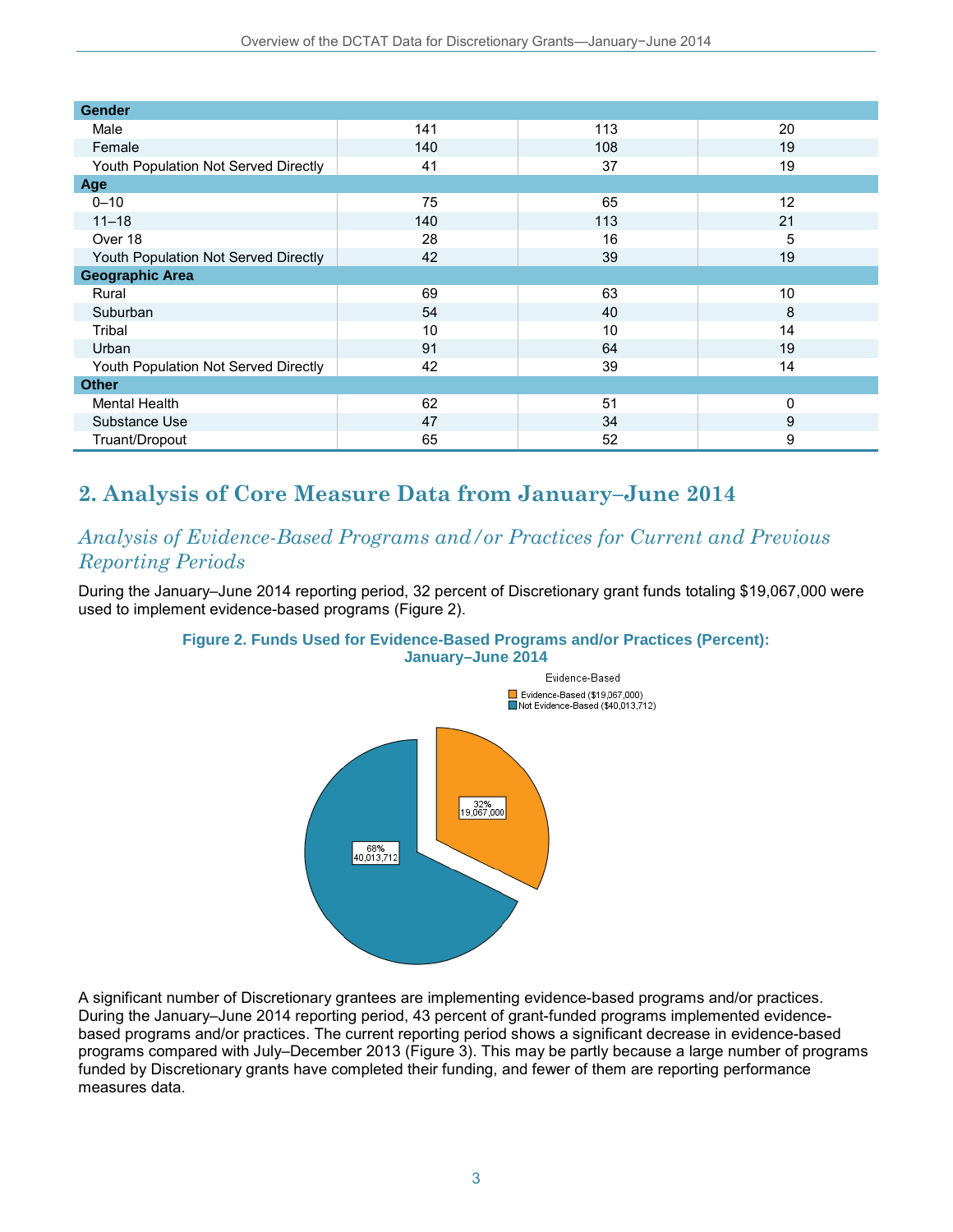| | | | |
|---|---|---|---|
| **Gender** | | | |
| Male | 141 | 113 | 20 |
| Female | 140 | 108 | 19 |
| Youth Population Not Served Directly | 41 | 37 | 19 |
| **Age** | | | |
| 0–10 | 75 | 65 | 12 |
| 11–18 | 140 | 113 | 21 |
| Over 18 | 28 | 16 | 5 |
| Youth Population Not Served Directly | 42 | 39 | 19 |
| **Geographic Area** | | | |
| Rural | 69 | 63 | 10 |
| Suburban | 54 | 40 | 8 |
| Tribal | 10 | 10 | 14 |
| Urban | 91 | 64 | 19 |
| Youth Population Not Served Directly | 42 | 39 | 14 |
| **Other** | | | |
| Mental Health | 62 | 51 | 0 |
| Substance Use | 47 | 34 | 9 |
| Truant/Dropout | 65 | 52 | 9 |

## 2. Analysis of Core Measure Data from January–June 2014

### *Analysis of Evidence-Based Programs and/or Practices for Current and Previous Reporting Periods*

During the January–June 2014 reporting period, 32 percent of Discretionary grant funds totaling $19,067,000 were used to implement evidence-based programs (Figure 2).

**Figure 2. Funds Used for Evidence-Based Programs and/or Practices (Percent): January–June 2014**

Evidence-Based

- Evidence-Based ($19,067,000): 32%, 19,067,000
- Not Evidence-Based ($40,013,712): 68%, 40,013,712

A significant number of Discretionary grantees are implementing evidence-based programs and/or practices. During the January–June 2014 reporting period, 43 percent of grant-funded programs implemented evidence-based programs and/or practices. The current reporting period shows a significant decrease in evidence-based programs compared with July–December 2013 (Figure 3). This may be partly because a large number of programs funded by Discretionary grants have completed their funding, and fewer of them are reporting performance measures data.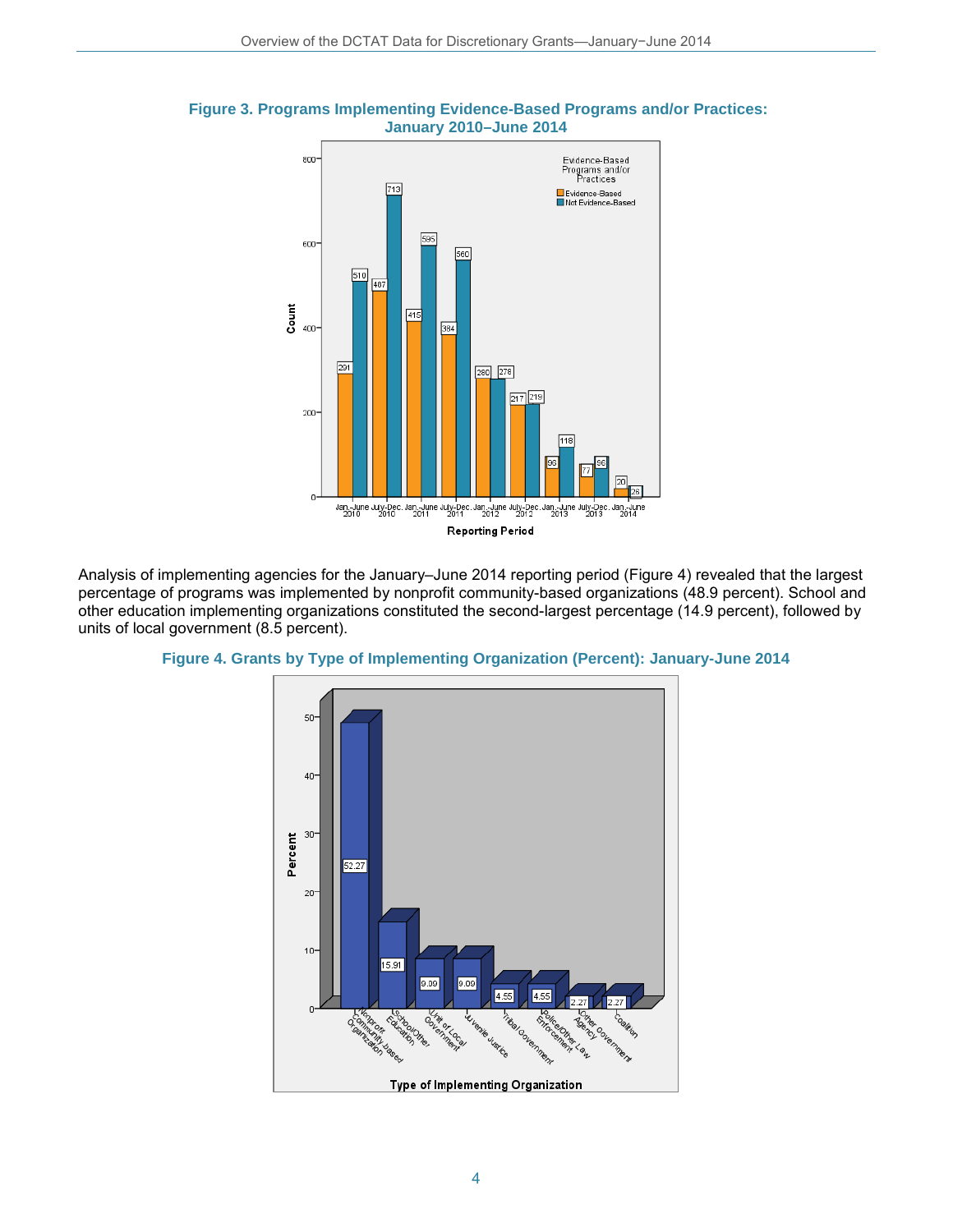**Figure 3. Programs Implementing Evidence-Based Programs and/or Practices: January 2010–June 2014**

| Reporting Period | Evidence-Based | Not Evidence-Based |
|---|---|---|
| Jan.-June 2010 | 291 | 510 |
| July-Dec. 2010 | 487 | 713 |
| Jan.-June 2011 | 415 | 595 |
| July-Dec. 2011 | 384 | 560 |
| Jan.-June 2012 | 280 | 278 |
| July-Dec. 2012 | 217 | 219 |
| Jan.-June 2013 | 96 | 118 |
| July-Dec. 2013 | 77 | 96 |
| Jan.-June 2014 | 20 | 26 |

Analysis of implementing agencies for the January–June 2014 reporting period (Figure 4) revealed that the largest percentage of programs was implemented by nonprofit community-based organizations (48.9 percent). School and other education implementing organizations constituted the second-largest percentage (14.9 percent), followed by units of local government (8.5 percent).

**Figure 4. Grants by Type of Implementing Organization (Percent): January-June 2014**

| Type of Implementing Organization | Percent |
|---|---|
| Nonprofit Community-based Organization | 52.27 |
| School/Other Education | 15.91 |
| Unit of Local Government | 9.09 |
| Juvenile Justice | 9.09 |
| Tribal Government | 4.55 |
| Police/Other Law Enforcement | 4.55 |
| Other Government Agency | 2.27 |
| Coalition | 2.27 |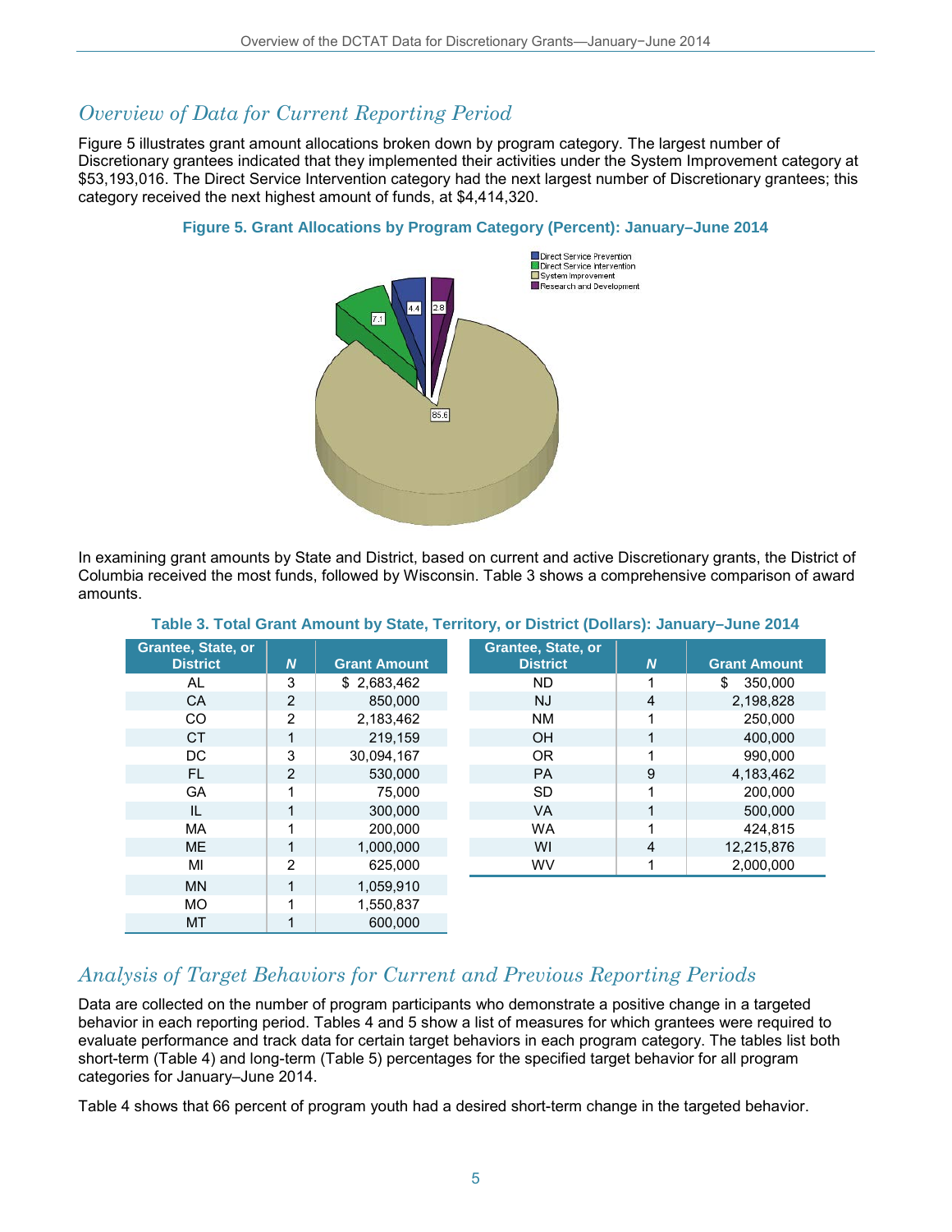## *Overview of Data for Current Reporting Period*

Figure 5 illustrates grant amount allocations broken down by program category. The largest number of Discretionary grantees indicated that they implemented their activities under the System Improvement category at $53,193,016. The Direct Service Intervention category had the next largest number of Discretionary grantees; this category received the next highest amount of funds, at $4,414,320.

**Figure 5. Grant Allocations by Program Category (Percent): January–June 2014**

| Category | Percent |
|---|---|
| Direct Service Prevention | 4.4 |
| Direct Service Intervention | 7.1 |
| System Improvement | 85.6 |
| Research and Development | 2.8 |

In examining grant amounts by State and District, based on current and active Discretionary grants, the District of Columbia received the most funds, followed by Wisconsin. Table 3 shows a comprehensive comparison of award amounts.

**Table 3. Total Grant Amount by State, Territory, or District (Dollars): January–June 2014**

| Grantee, State, or District | *N* | Grant Amount |
|---|---|---|
| AL | 3 | $ 2,683,462 |
| CA | 2 | 850,000 |
| CO | 2 | 2,183,462 |
| CT | 1 | 219,159 |
| DC | 3 | 30,094,167 |
| FL | 2 | 530,000 |
| GA | 1 | 75,000 |
| IL | 1 | 300,000 |
| MA | 1 | 200,000 |
| ME | 1 | 1,000,000 |
| MI | 2 | 625,000 |
| MN | 1 | 1,059,910 |
| MO | 1 | 1,550,837 |
| MT | 1 | 600,000 |
| ND | 1 | $ 350,000 |
| NJ | 4 | 2,198,828 |
| NM | 1 | 250,000 |
| OH | 1 | 400,000 |
| OR | 1 | 990,000 |
| PA | 9 | 4,183,462 |
| SD | 1 | 200,000 |
| VA | 1 | 500,000 |
| WA | 1 | 424,815 |
| WI | 4 | 12,215,876 |
| WV | 1 | 2,000,000 |

## *Analysis of Target Behaviors for Current and Previous Reporting Periods*

Data are collected on the number of program participants who demonstrate a positive change in a targeted behavior in each reporting period. Tables 4 and 5 show a list of measures for which grantees were required to evaluate performance and track data for certain target behaviors in each program category. The tables list both short-term (Table 4) and long-term (Table 5) percentages for the specified target behavior for all program categories for January–June 2014.

Table 4 shows that 66 percent of program youth had a desired short-term change in the targeted behavior.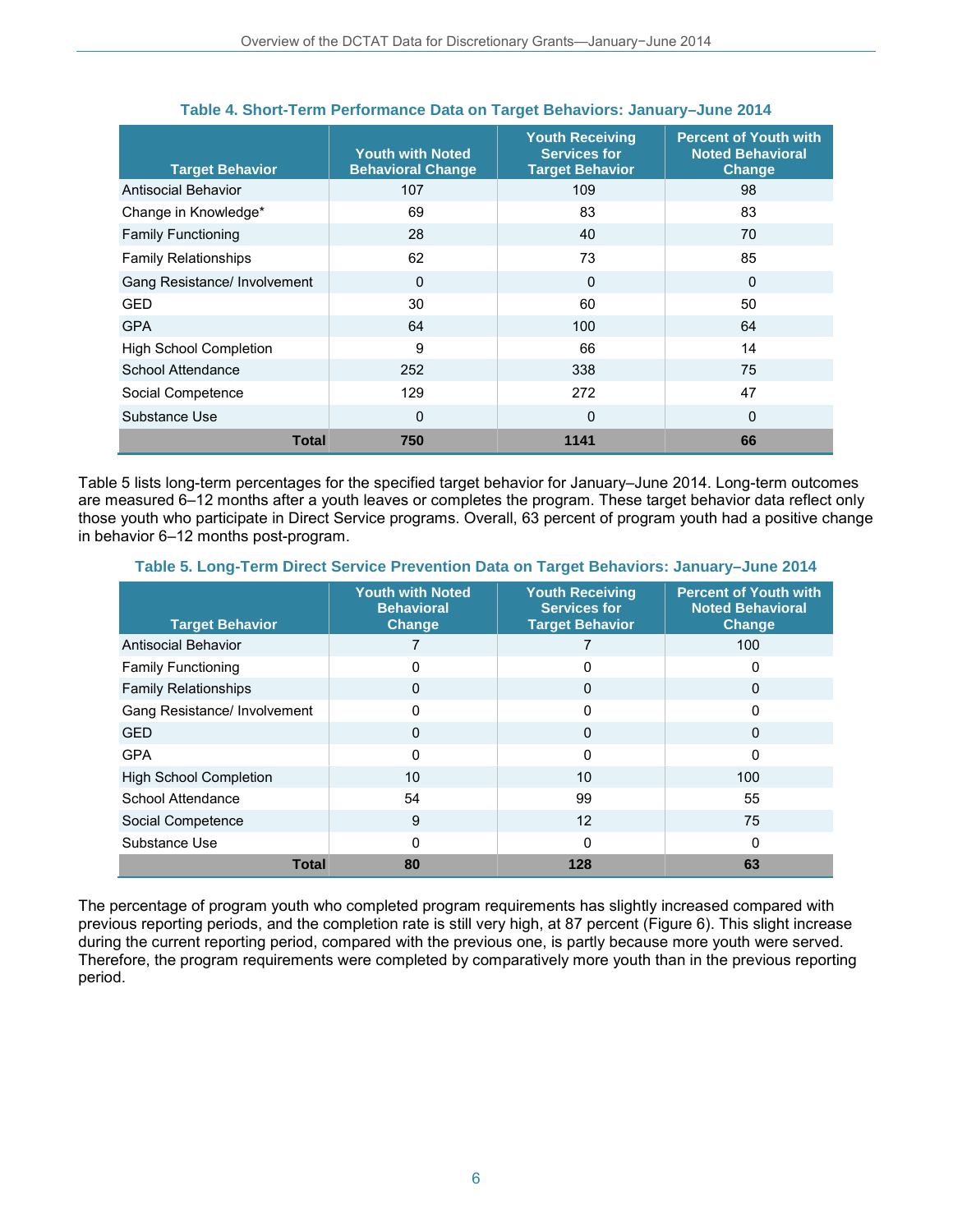**Table 4. Short-Term Performance Data on Target Behaviors: January–June 2014**

| Target Behavior | Youth with Noted Behavioral Change | Youth Receiving Services for Target Behavior | Percent of Youth with Noted Behavioral Change |
|---|---|---|---|
| Antisocial Behavior | 107 | 109 | 98 |
| Change in Knowledge* | 69 | 83 | 83 |
| Family Functioning | 28 | 40 | 70 |
| Family Relationships | 62 | 73 | 85 |
| Gang Resistance/ Involvement | 0 | 0 | 0 |
| GED | 30 | 60 | 50 |
| GPA | 64 | 100 | 64 |
| High School Completion | 9 | 66 | 14 |
| School Attendance | 252 | 338 | 75 |
| Social Competence | 129 | 272 | 47 |
| Substance Use | 0 | 0 | 0 |
| **Total** | **750** | **1141** | **66** |

Table 5 lists long-term percentages for the specified target behavior for January–June 2014. Long-term outcomes are measured 6–12 months after a youth leaves or completes the program. These target behavior data reflect only those youth who participate in Direct Service programs. Overall, 63 percent of program youth had a positive change in behavior 6–12 months post-program.

**Table 5. Long-Term Direct Service Prevention Data on Target Behaviors: January–June 2014**

| Target Behavior | Youth with Noted Behavioral Change | Youth Receiving Services for Target Behavior | Percent of Youth with Noted Behavioral Change |
|---|---|---|---|
| Antisocial Behavior | 7 | 7 | 100 |
| Family Functioning | 0 | 0 | 0 |
| Family Relationships | 0 | 0 | 0 |
| Gang Resistance/ Involvement | 0 | 0 | 0 |
| GED | 0 | 0 | 0 |
| GPA | 0 | 0 | 0 |
| High School Completion | 10 | 10 | 100 |
| School Attendance | 54 | 99 | 55 |
| Social Competence | 9 | 12 | 75 |
| Substance Use | 0 | 0 | 0 |
| **Total** | **80** | **128** | **63** |

The percentage of program youth who completed program requirements has slightly increased compared with previous reporting periods, and the completion rate is still very high, at 87 percent (Figure 6). This slight increase during the current reporting period, compared with the previous one, is partly because more youth were served. Therefore, the program requirements were completed by comparatively more youth than in the previous reporting period.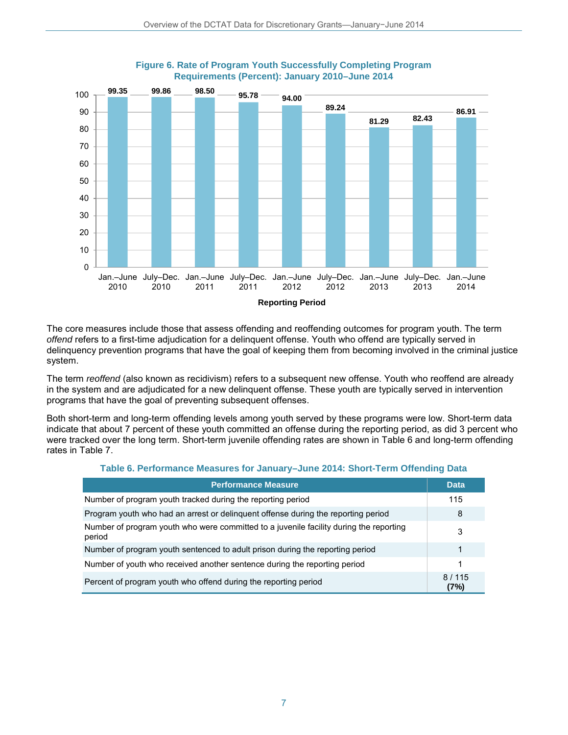**Figure 6. Rate of Program Youth Successfully Completing Program Requirements (Percent): January 2010–June 2014**

| Reporting Period | Percent |
|---|---|
| Jan.–June 2010 | 99.35 |
| July–Dec. 2010 | 99.86 |
| Jan.–June 2011 | 98.50 |
| July–Dec. 2011 | 95.78 |
| Jan.–June 2012 | 94.00 |
| July–Dec. 2012 | 89.24 |
| Jan.–June 2013 | 81.29 |
| July–Dec. 2013 | 82.43 |
| Jan.–June 2014 | 86.91 |

The core measures include those that assess offending and reoffending outcomes for program youth. The term *offend* refers to a first-time adjudication for a delinquent offense. Youth who offend are typically served in delinquency prevention programs that have the goal of keeping them from becoming involved in the criminal justice system.

The term *reoffend* (also known as recidivism) refers to a subsequent new offense. Youth who reoffend are already in the system and are adjudicated for a new delinquent offense. These youth are typically served in intervention programs that have the goal of preventing subsequent offenses.

Both short-term and long-term offending levels among youth served by these programs were low. Short-term data indicate that about 7 percent of these youth committed an offense during the reporting period, as did 3 percent who were tracked over the long term. Short-term juvenile offending rates are shown in Table 6 and long-term offending rates in Table 7.

**Table 6. Performance Measures for January–June 2014: Short-Term Offending Data**

| Performance Measure | Data |
|---|---|
| Number of program youth tracked during the reporting period | 115 |
| Program youth who had an arrest or delinquent offense during the reporting period | 8 |
| Number of program youth who were committed to a juvenile facility during the reporting period | 3 |
| Number of program youth sentenced to adult prison during the reporting period | 1 |
| Number of youth who received another sentence during the reporting period | 1 |
| Percent of program youth who offend during the reporting period | 8 / 115 **(7%)** |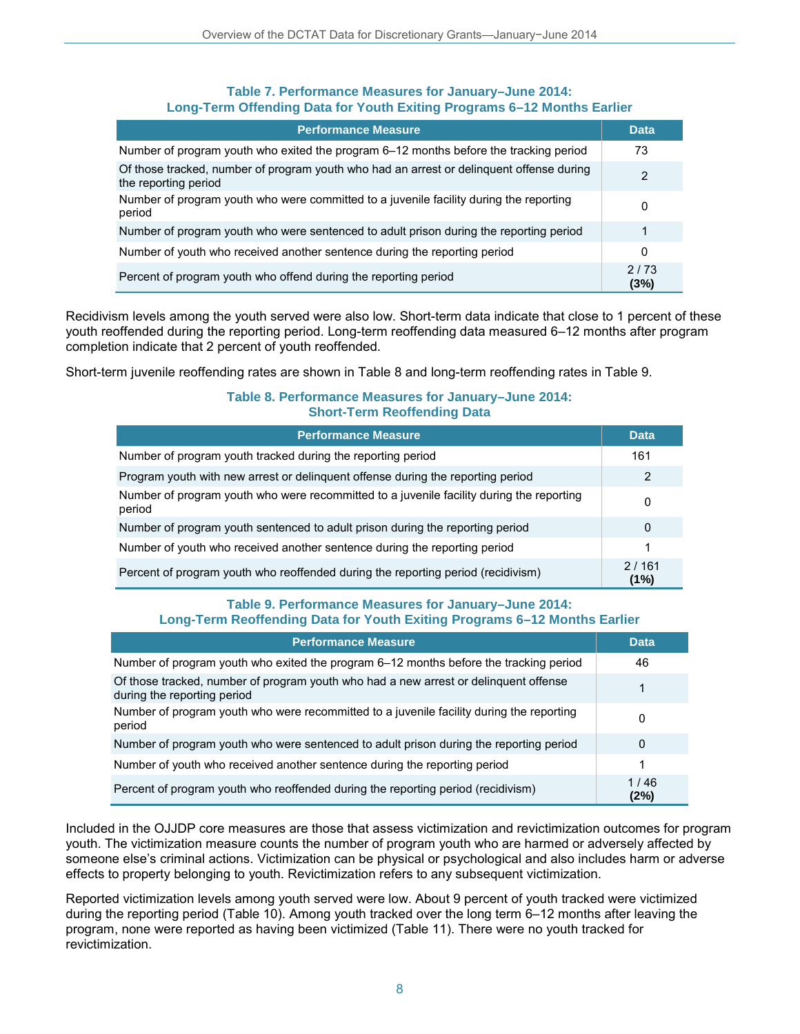**Table 7. Performance Measures for January–June 2014: Long-Term Offending Data for Youth Exiting Programs 6–12 Months Earlier**

| Performance Measure | Data |
|---|---|
| Number of program youth who exited the program 6–12 months before the tracking period | 73 |
| Of those tracked, number of program youth who had an arrest or delinquent offense during the reporting period | 2 |
| Number of program youth who were committed to a juvenile facility during the reporting period | 0 |
| Number of program youth who were sentenced to adult prison during the reporting period | 1 |
| Number of youth who received another sentence during the reporting period | 0 |
| Percent of program youth who offend during the reporting period | 2 / 73 **(3%)** |

Recidivism levels among the youth served were also low. Short-term data indicate that close to 1 percent of these youth reoffended during the reporting period. Long-term reoffending data measured 6–12 months after program completion indicate that 2 percent of youth reoffended.

Short-term juvenile reoffending rates are shown in Table 8 and long-term reoffending rates in Table 9.

**Table 8. Performance Measures for January–June 2014: Short-Term Reoffending Data**

| Performance Measure | Data |
|---|---|
| Number of program youth tracked during the reporting period | 161 |
| Program youth with new arrest or delinquent offense during the reporting period | 2 |
| Number of program youth who were recommitted to a juvenile facility during the reporting period | 0 |
| Number of program youth sentenced to adult prison during the reporting period | 0 |
| Number of youth who received another sentence during the reporting period | 1 |
| Percent of program youth who reoffended during the reporting period (recidivism) | 2 / 161 **(1%)** |

**Table 9. Performance Measures for January–June 2014: Long-Term Reoffending Data for Youth Exiting Programs 6–12 Months Earlier**

| Performance Measure | Data |
|---|---|
| Number of program youth who exited the program 6–12 months before the tracking period | 46 |
| Of those tracked, number of program youth who had a new arrest or delinquent offense during the reporting period | 1 |
| Number of program youth who were recommitted to a juvenile facility during the reporting period | 0 |
| Number of program youth who were sentenced to adult prison during the reporting period | 0 |
| Number of youth who received another sentence during the reporting period | 1 |
| Percent of program youth who reoffended during the reporting period (recidivism) | 1 / 46 **(2%)** |

Included in the OJJDP core measures are those that assess victimization and revictimization outcomes for program youth. The victimization measure counts the number of program youth who are harmed or adversely affected by someone else's criminal actions. Victimization can be physical or psychological and also includes harm or adverse effects to property belonging to youth. Revictimization refers to any subsequent victimization.

Reported victimization levels among youth served were low. About 9 percent of youth tracked were victimized during the reporting period (Table 10). Among youth tracked over the long term 6–12 months after leaving the program, none were reported as having been victimized (Table 11). There were no youth tracked for revictimization.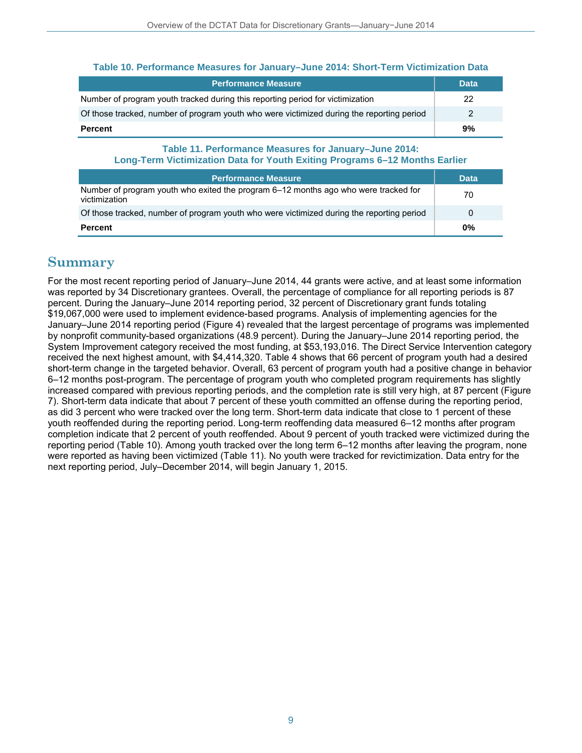**Table 10. Performance Measures for January–June 2014: Short-Term Victimization Data**

| Performance Measure | Data |
|---|---|
| Number of program youth tracked during this reporting period for victimization | 22 |
| Of those tracked, number of program youth who were victimized during the reporting period | 2 |
| **Percent** | **9%** |

**Table 11. Performance Measures for January–June 2014: Long-Term Victimization Data for Youth Exiting Programs 6–12 Months Earlier**

| Performance Measure | Data |
|---|---|
| Number of program youth who exited the program 6–12 months ago who were tracked for victimization | 70 |
| Of those tracked, number of program youth who were victimized during the reporting period | 0 |
| **Percent** | **0%** |

## Summary

For the most recent reporting period of January–June 2014, 44 grants were active, and at least some information was reported by 34 Discretionary grantees. Overall, the percentage of compliance for all reporting periods is 87 percent. During the January–June 2014 reporting period, 32 percent of Discretionary grant funds totaling $19,067,000 were used to implement evidence-based programs. Analysis of implementing agencies for the January–June 2014 reporting period (Figure 4) revealed that the largest percentage of programs was implemented by nonprofit community-based organizations (48.9 percent). During the January–June 2014 reporting period, the System Improvement category received the most funding, at $53,193,016. The Direct Service Intervention category received the next highest amount, with $4,414,320. Table 4 shows that 66 percent of program youth had a desired short-term change in the targeted behavior. Overall, 63 percent of program youth had a positive change in behavior 6–12 months post-program. The percentage of program youth who completed program requirements has slightly increased compared with previous reporting periods, and the completion rate is still very high, at 87 percent (Figure 7). Short-term data indicate that about 7 percent of these youth committed an offense during the reporting period, as did 3 percent who were tracked over the long term. Short-term data indicate that close to 1 percent of these youth reoffended during the reporting period. Long-term reoffending data measured 6–12 months after program completion indicate that 2 percent of youth reoffended. About 9 percent of youth tracked were victimized during the reporting period (Table 10). Among youth tracked over the long term 6–12 months after leaving the program, none were reported as having been victimized (Table 11). No youth were tracked for revictimization. Data entry for the next reporting period, July–December 2014, will begin January 1, 2015.